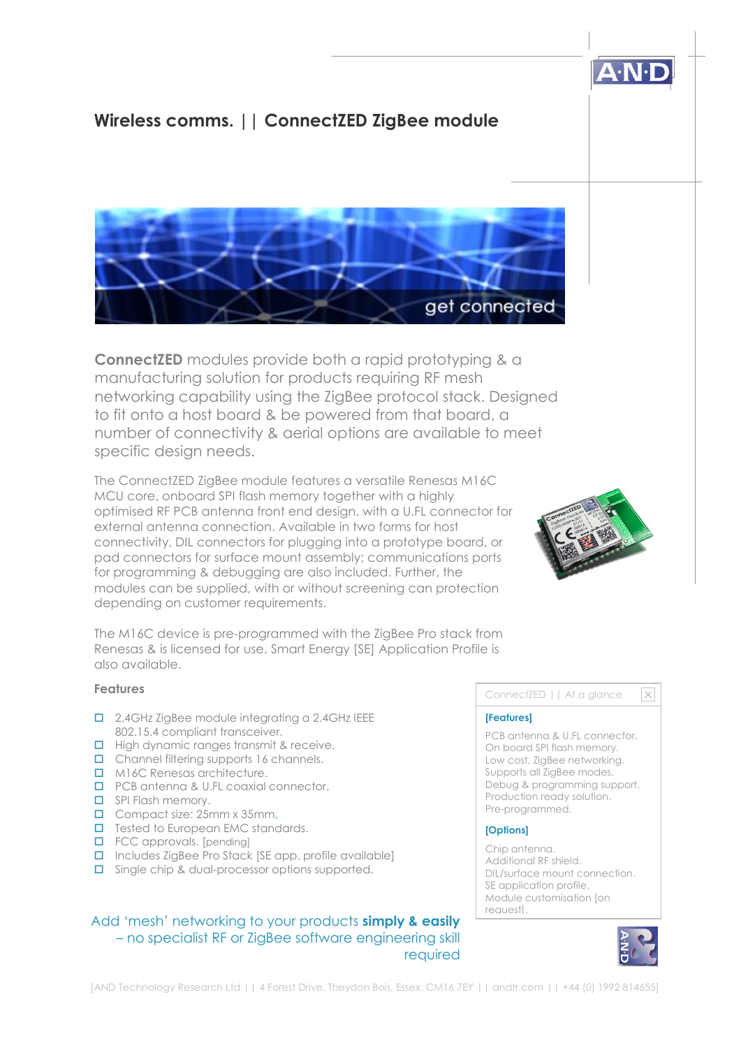# Wireless comms. | | ConnectZED ZigBee module

get connected

**ConnectZED** modules provide both a rapid prototyping & a manufacturing solution for products requiring RF mesh networking capability using the ZigBee protocol stack. Designed to fit onto a host board & be powered from that board, a number of connectivity & aerial options are available to meet specific design needs.

The ConnectZED ZigBee module features a versatile Renesas M16C MCU core, onboard SPI flash memory together with a highly optimised RF PCB antenna front end design, with a U.FL connector for external antenna connection. Available in two forms for host connectivity, DIL connectors for plugging into a prototype board, or pad connectors for surface mount assembly; communications ports for programming & debugging are also included. Further, the modules can be supplied, with or without screening can protection depending on customer requirements.

The M16C device is pre-programmed with the ZigBee Pro stack from Renesas & is licensed for use. Smart Energy [SE] Application Profile is also available.

### Features

- 2.4GHz ZigBee module integrating a 2.4GHz IEEE 802.15.4 compliant transceiver.
- High dynamic ranges transmit & receive.
- Channel filtering supports 16 channels.
- M16C Renesas architecture.
- PCB antenna & U.FL coaxial connector.
- SPI Flash memory.
- Compact size: 25mm x 35mm.
- Tested to European EMC standards.
- FCC approvals. [pending]
- Includes ZigBee Pro Stack [SE app. profile available]
- Single chip & dual-processor options supported.

ConnectZED | | At a glance

**[Features]**

PCB antenna & U.FL connector.
On board SPI flash memory.
Low cost, ZigBee networking.
Supports all ZigBee modes.
Debug & programming support.
Production ready solution.
Pre-programmed.

**[Options]**

Chip antenna.
Additional RF shield.
DIL/surface mount connection.
SE application profile.
Module customisation [on request].

Add 'mesh' networking to your products **simply & easily** – no specialist RF or ZigBee software engineering skill required

[AND Technology Research Ltd | | 4 Forest Drive, Theydon Bois, Essex. CM16 7EY | | andtr.com | | +44 (0) 1992 814655]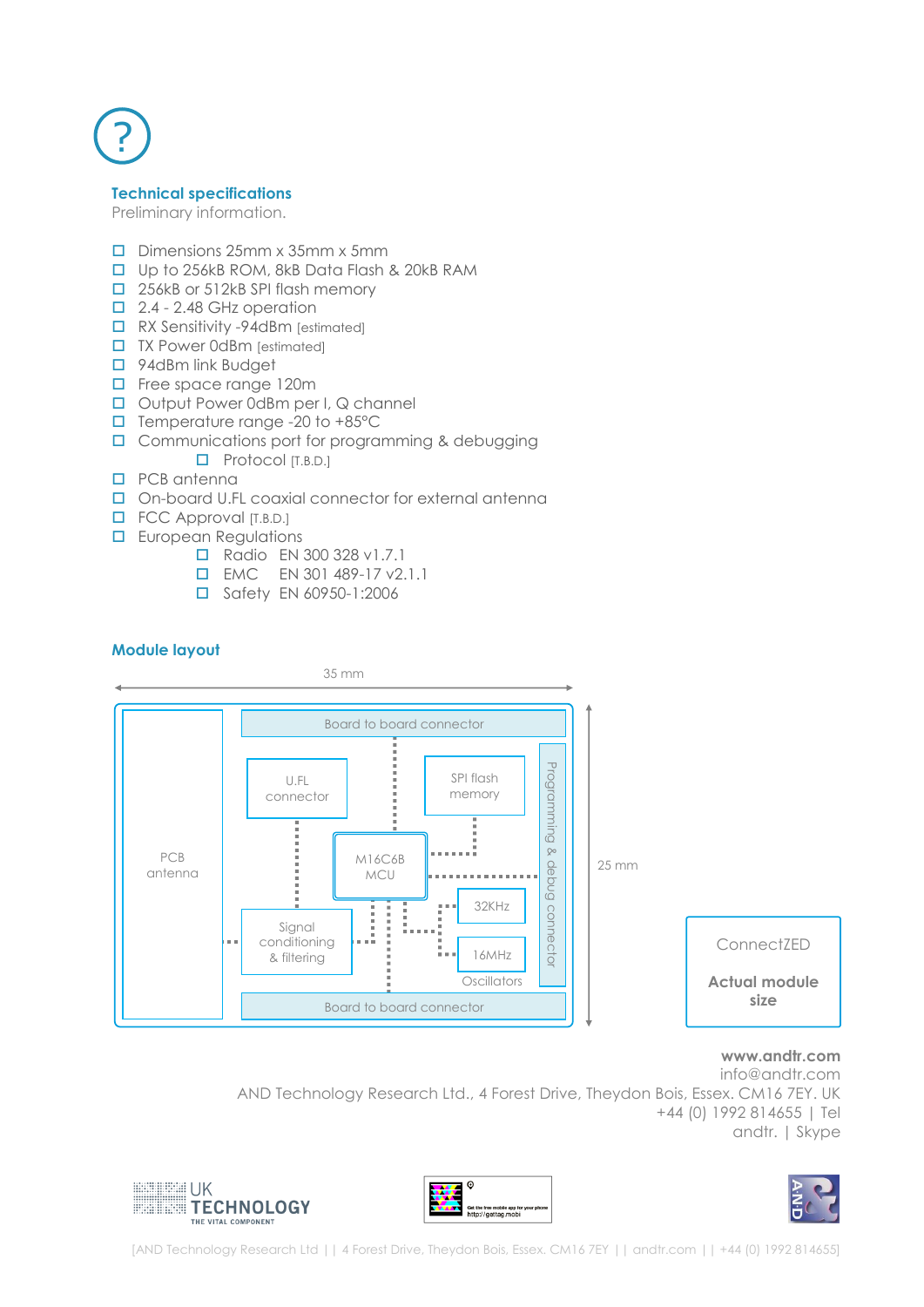## Technical specifications

Preliminary information.

- Dimensions 25mm x 35mm x 5mm
- Up to 256kB ROM, 8kB Data Flash & 20kB RAM
- 256kB or 512kB SPI flash memory
- 2.4 - 2.48 GHz operation
- RX Sensitivity -94dBm [estimated]
- TX Power 0dBm [estimated]
- 94dBm link Budget
- Free space range 120m
- Output Power 0dBm per I, Q channel
- Temperature range -20 to +85°C
- Communications port for programming & debugging
  - Protocol [T.B.D.]
- PCB antenna
- On-board U.FL coaxial connector for external antenna
- FCC Approval [T.B.D.]
- European Regulations
  - Radio EN 300 328 v1.7.1
  - EMC EN 301 489-17 v2.1.1
  - Safety EN 60950-1:2006

## Module layout

35 mm

25 mm

Board to board connector

PCB antenna

U.FL connector

SPI flash memory

M16C6B MCU

Programming & debug connector

32KHz

16MHz

Oscillators

Signal conditioning & filtering

Board to board connector

ConnectZED

**Actual module size**

**www.andtr.com**
info@andtr.com
AND Technology Research Ltd., 4 Forest Drive, Theydon Bois, Essex. CM16 7EY. UK
+44 (0) 1992 814655 | Tel
andtr. | Skype

UK TECHNOLOGY
THE VITAL COMPONENT

Get the free mobile app for your phone http://gettag.mobi

[AND Technology Research Ltd | | 4 Forest Drive, Theydon Bois, Essex. CM16 7EY | | andtr.com | | +44 (0) 1992 814655]